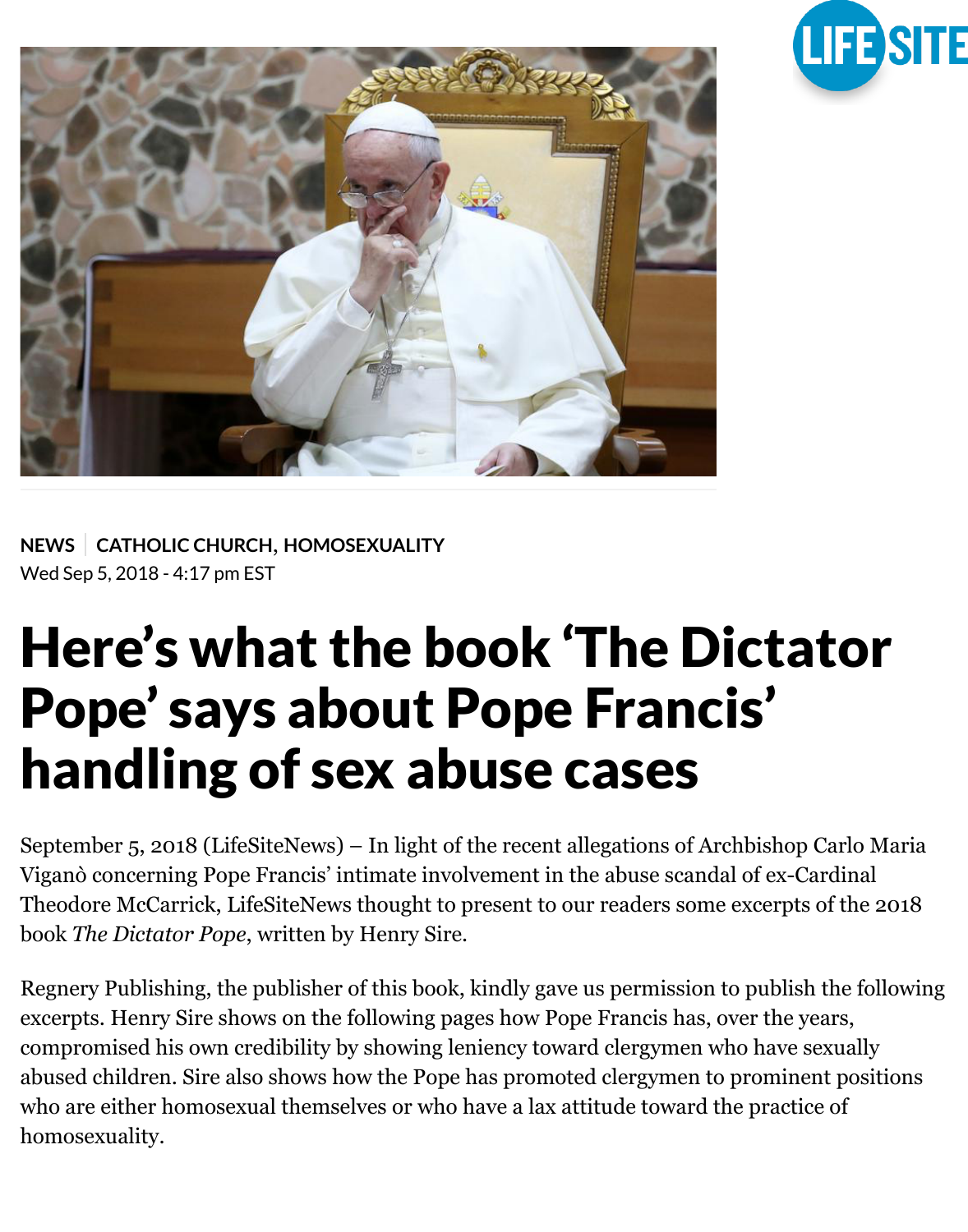NEWS | CATHOLIC CHURCH, HOMOSEXUALITY

Wed Sep 5, 2018 - 4:17 pm EST

# Here's what the book 'The Dictator Pope' says about Pope Francis' handling of sex abuse cases

September 5, 2018 (LifeSiteNews) – In light of the recent allegations of Archbishop Carlo Maria Viganò concerning Pope Francis' intimate involvement in the abuse scandal of ex-Cardinal Theodore McCarrick, LifeSiteNews thought to present to our readers some excerpts of the 2018 book *The Dictator Pope*, written by Henry Sire.

Regnery Publishing, the publisher of this book, kindly gave us permission to publish the following excerpts. Henry Sire shows on the following pages how Pope Francis has, over the years, compromised his own credibility by showing leniency toward clergymen who have sexually abused children. Sire also shows how the Pope has promoted clergymen to prominent positions who are either homosexual themselves or who have a lax attitude toward the practice of homosexuality.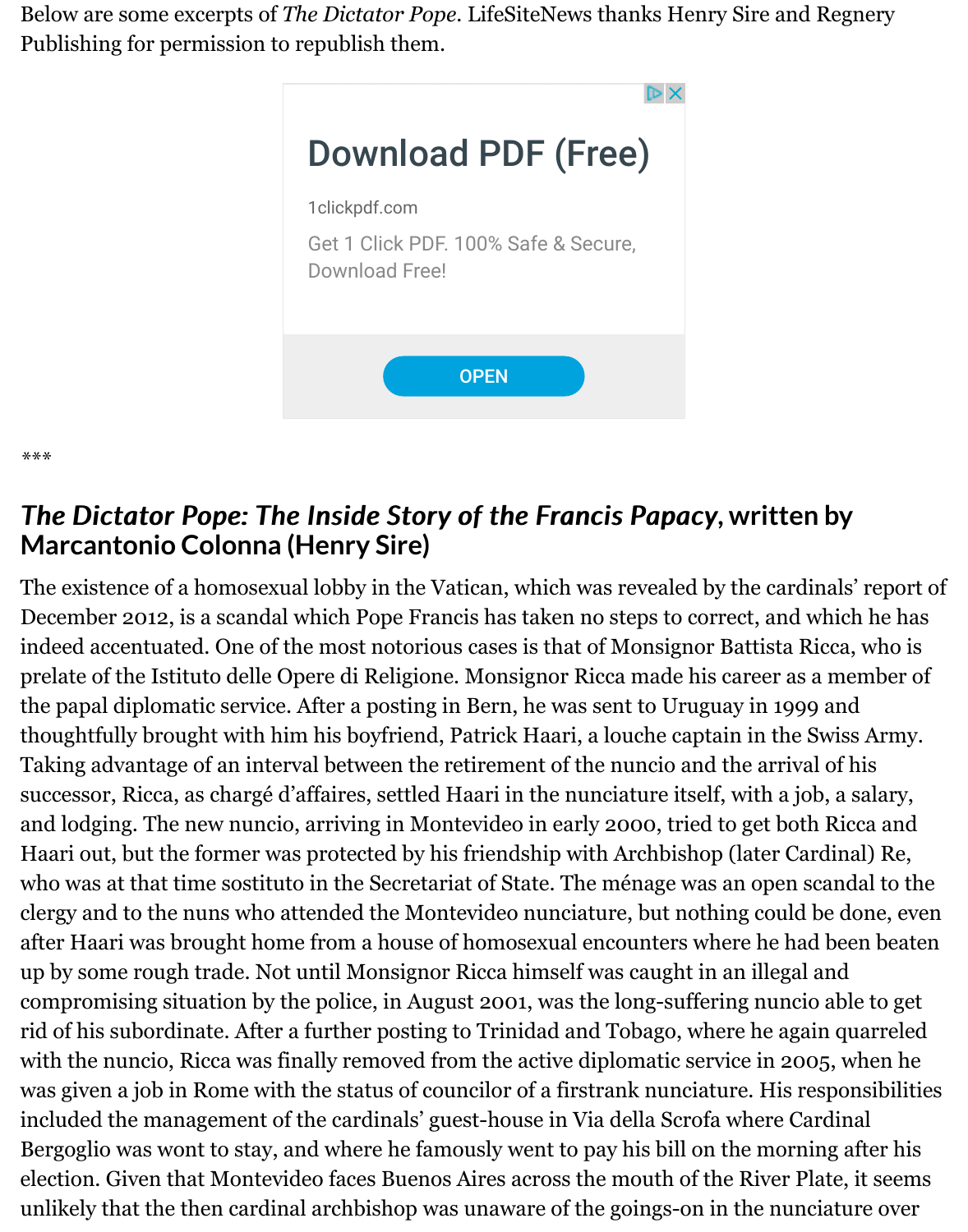Below are some excerpts of *The Dictator Pope*. LifeSiteNews thanks Henry Sire and Regnery Publishing for permission to republish them.

***

## *The Dictator Pope: The Inside Story of the Francis Papacy*, written by Marcantonio Colonna (Henry Sire)

The existence of a homosexual lobby in the Vatican, which was revealed by the cardinals' report of December 2012, is a scandal which Pope Francis has taken no steps to correct, and which he has indeed accentuated. One of the most notorious cases is that of Monsignor Battista Ricca, who is prelate of the Istituto delle Opere di Religione. Monsignor Ricca made his career as a member of the papal diplomatic service. After a posting in Bern, he was sent to Uruguay in 1999 and thoughtfully brought with him his boyfriend, Patrick Haari, a louche captain in the Swiss Army. Taking advantage of an interval between the retirement of the nuncio and the arrival of his successor, Ricca, as chargé d'affaires, settled Haari in the nunciature itself, with a job, a salary, and lodging. The new nuncio, arriving in Montevideo in early 2000, tried to get both Ricca and Haari out, but the former was protected by his friendship with Archbishop (later Cardinal) Re, who was at that time sostituto in the Secretariat of State. The ménage was an open scandal to the clergy and to the nuns who attended the Montevideo nunciature, but nothing could be done, even after Haari was brought home from a house of homosexual encounters where he had been beaten up by some rough trade. Not until Monsignor Ricca himself was caught in an illegal and compromising situation by the police, in August 2001, was the long-suffering nuncio able to get rid of his subordinate. After a further posting to Trinidad and Tobago, where he again quarreled with the nuncio, Ricca was finally removed from the active diplomatic service in 2005, when he was given a job in Rome with the status of councilor of a firstrank nunciature. His responsibilities included the management of the cardinals' guest-house in Via della Scrofa where Cardinal Bergoglio was wont to stay, and where he famously went to pay his bill on the morning after his election. Given that Montevideo faces Buenos Aires across the mouth of the River Plate, it seems unlikely that the then cardinal archbishop was unaware of the goings-on in the nunciature over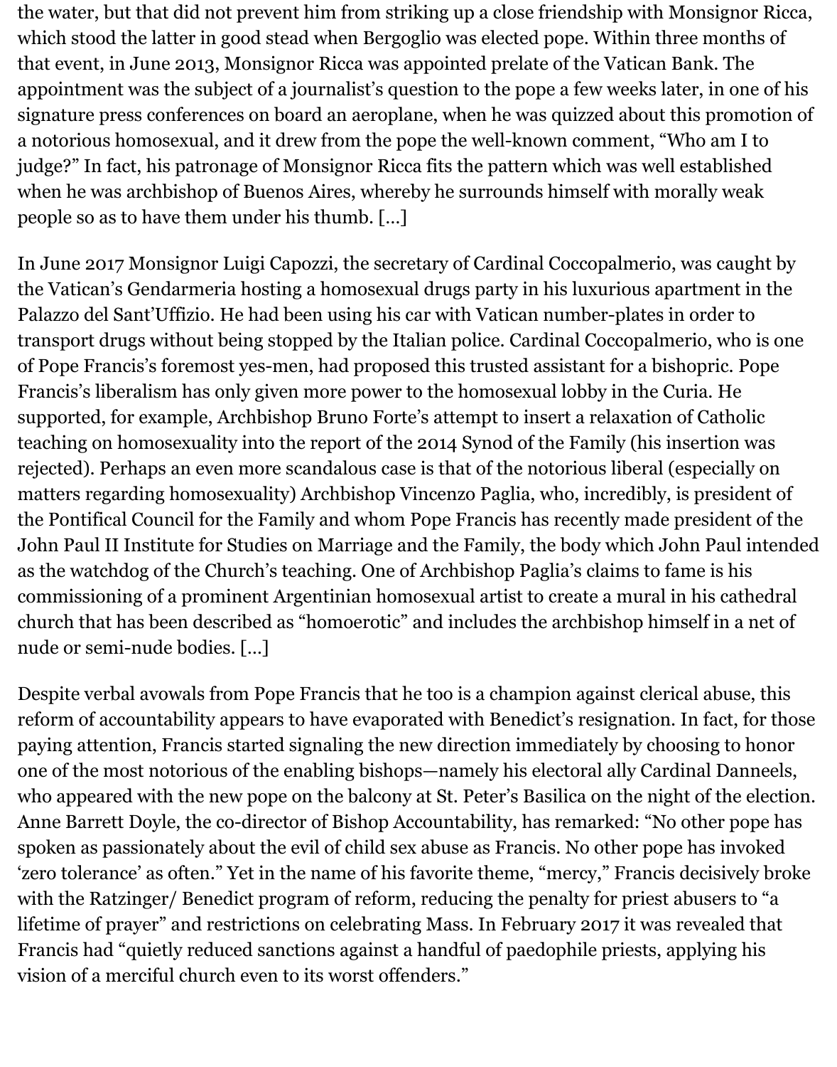the water, but that did not prevent him from striking up a close friendship with Monsignor Ricca, which stood the latter in good stead when Bergoglio was elected pope. Within three months of that event, in June 2013, Monsignor Ricca was appointed prelate of the Vatican Bank. The appointment was the subject of a journalist's question to the pope a few weeks later, in one of his signature press conferences on board an aeroplane, when he was quizzed about this promotion of a notorious homosexual, and it drew from the pope the well-known comment, "Who am I to judge?" In fact, his patronage of Monsignor Ricca fits the pattern which was well established when he was archbishop of Buenos Aires, whereby he surrounds himself with morally weak people so as to have them under his thumb. […]

In June 2017 Monsignor Luigi Capozzi, the secretary of Cardinal Coccopalmerio, was caught by the Vatican's Gendarmeria hosting a homosexual drugs party in his luxurious apartment in the Palazzo del Sant'Uffizio. He had been using his car with Vatican number-plates in order to transport drugs without being stopped by the Italian police. Cardinal Coccopalmerio, who is one of Pope Francis's foremost yes-men, had proposed this trusted assistant for a bishopric. Pope Francis's liberalism has only given more power to the homosexual lobby in the Curia. He supported, for example, Archbishop Bruno Forte's attempt to insert a relaxation of Catholic teaching on homosexuality into the report of the 2014 Synod of the Family (his insertion was rejected). Perhaps an even more scandalous case is that of the notorious liberal (especially on matters regarding homosexuality) Archbishop Vincenzo Paglia, who, incredibly, is president of the Pontifical Council for the Family and whom Pope Francis has recently made president of the John Paul II Institute for Studies on Marriage and the Family, the body which John Paul intended as the watchdog of the Church's teaching. One of Archbishop Paglia's claims to fame is his commissioning of a prominent Argentinian homosexual artist to create a mural in his cathedral church that has been described as "homoerotic" and includes the archbishop himself in a net of nude or semi-nude bodies. […]

Despite verbal avowals from Pope Francis that he too is a champion against clerical abuse, this reform of accountability appears to have evaporated with Benedict's resignation. In fact, for those paying attention, Francis started signaling the new direction immediately by choosing to honor one of the most notorious of the enabling bishops—namely his electoral ally Cardinal Danneels, who appeared with the new pope on the balcony at St. Peter's Basilica on the night of the election. Anne Barrett Doyle, the co-director of Bishop Accountability, has remarked: "No other pope has spoken as passionately about the evil of child sex abuse as Francis. No other pope has invoked 'zero tolerance' as often." Yet in the name of his favorite theme, "mercy," Francis decisively broke with the Ratzinger/ Benedict program of reform, reducing the penalty for priest abusers to "a lifetime of prayer" and restrictions on celebrating Mass. In February 2017 it was revealed that Francis had "quietly reduced sanctions against a handful of paedophile priests, applying his vision of a merciful church even to its worst offenders."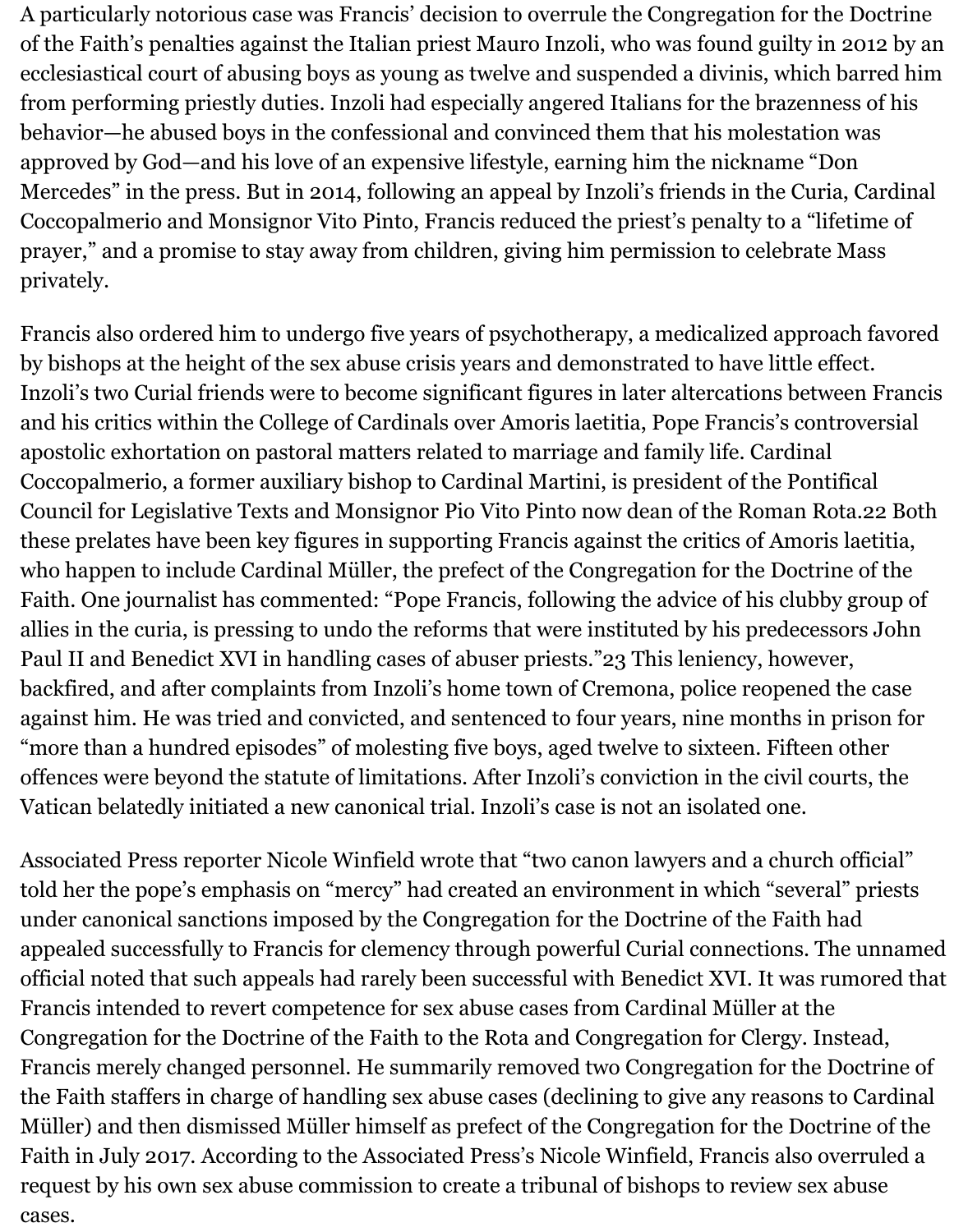A particularly notorious case was Francis' decision to overrule the Congregation for the Doctrine of the Faith's penalties against the Italian priest Mauro Inzoli, who was found guilty in 2012 by an ecclesiastical court of abusing boys as young as twelve and suspended a divinis, which barred him from performing priestly duties. Inzoli had especially angered Italians for the brazenness of his behavior—he abused boys in the confessional and convinced them that his molestation was approved by God—and his love of an expensive lifestyle, earning him the nickname "Don Mercedes" in the press. But in 2014, following an appeal by Inzoli's friends in the Curia, Cardinal Coccopalmerio and Monsignor Vito Pinto, Francis reduced the priest's penalty to a "lifetime of prayer," and a promise to stay away from children, giving him permission to celebrate Mass privately.

Francis also ordered him to undergo five years of psychotherapy, a medicalized approach favored by bishops at the height of the sex abuse crisis years and demonstrated to have little effect. Inzoli's two Curial friends were to become significant figures in later altercations between Francis and his critics within the College of Cardinals over Amoris laetitia, Pope Francis's controversial apostolic exhortation on pastoral matters related to marriage and family life. Cardinal Coccopalmerio, a former auxiliary bishop to Cardinal Martini, is president of the Pontifical Council for Legislative Texts and Monsignor Pio Vito Pinto now dean of the Roman Rota.[22] Both these prelates have been key figures in supporting Francis against the critics of Amoris laetitia, who happen to include Cardinal Müller, the prefect of the Congregation for the Doctrine of the Faith. One journalist has commented: "Pope Francis, following the advice of his clubby group of allies in the curia, is pressing to undo the reforms that were instituted by his predecessors John Paul II and Benedict XVI in handling cases of abuser priests."[23] This leniency, however, backfired, and after complaints from Inzoli's home town of Cremona, police reopened the case against him. He was tried and convicted, and sentenced to four years, nine months in prison for "more than a hundred episodes" of molesting five boys, aged twelve to sixteen. Fifteen other offences were beyond the statute of limitations. After Inzoli's conviction in the civil courts, the Vatican belatedly initiated a new canonical trial. Inzoli's case is not an isolated one.

Associated Press reporter Nicole Winfield wrote that "two canon lawyers and a church official" told her the pope's emphasis on "mercy" had created an environment in which "several" priests under canonical sanctions imposed by the Congregation for the Doctrine of the Faith had appealed successfully to Francis for clemency through powerful Curial connections. The unnamed official noted that such appeals had rarely been successful with Benedict XVI. It was rumored that Francis intended to revert competence for sex abuse cases from Cardinal Müller at the Congregation for the Doctrine of the Faith to the Rota and Congregation for Clergy. Instead, Francis merely changed personnel. He summarily removed two Congregation for the Doctrine of the Faith staffers in charge of handling sex abuse cases (declining to give any reasons to Cardinal Müller) and then dismissed Müller himself as prefect of the Congregation for the Doctrine of the Faith in July 2017. According to the Associated Press's Nicole Winfield, Francis also overruled a request by his own sex abuse commission to create a tribunal of bishops to review sex abuse cases.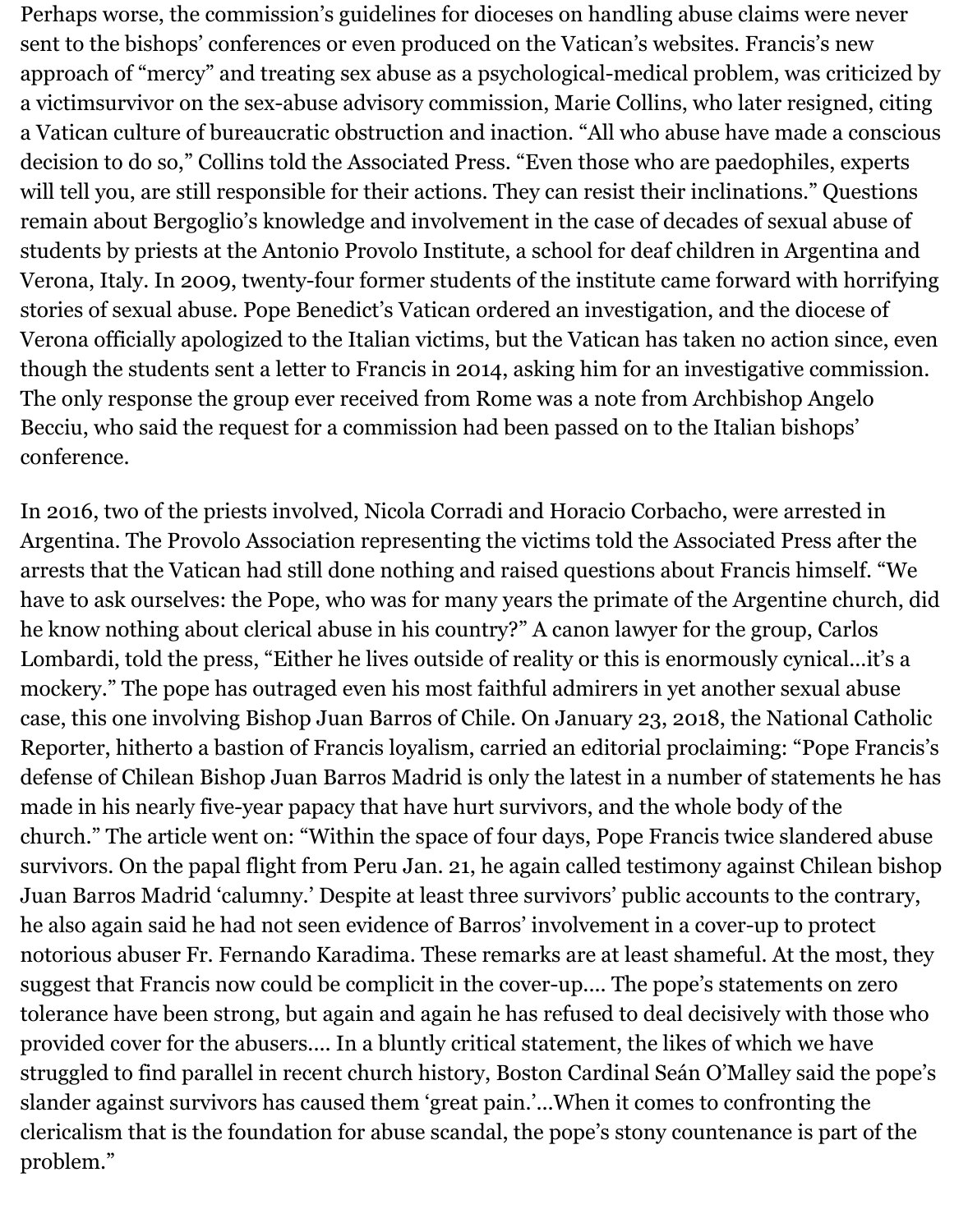Perhaps worse, the commission's guidelines for dioceses on handling abuse claims were never sent to the bishops' conferences or even produced on the Vatican's websites. Francis's new approach of "mercy" and treating sex abuse as a psychological-medical problem, was criticized by a victimsurvivor on the sex-abuse advisory commission, Marie Collins, who later resigned, citing a Vatican culture of bureaucratic obstruction and inaction. "All who abuse have made a conscious decision to do so," Collins told the Associated Press. "Even those who are paedophiles, experts will tell you, are still responsible for their actions. They can resist their inclinations." Questions remain about Bergoglio's knowledge and involvement in the case of decades of sexual abuse of students by priests at the Antonio Provolo Institute, a school for deaf children in Argentina and Verona, Italy. In 2009, twenty-four former students of the institute came forward with horrifying stories of sexual abuse. Pope Benedict's Vatican ordered an investigation, and the diocese of Verona officially apologized to the Italian victims, but the Vatican has taken no action since, even though the students sent a letter to Francis in 2014, asking him for an investigative commission. The only response the group ever received from Rome was a note from Archbishop Angelo Becciu, who said the request for a commission had been passed on to the Italian bishops' conference.

In 2016, two of the priests involved, Nicola Corradi and Horacio Corbacho, were arrested in Argentina. The Provolo Association representing the victims told the Associated Press after the arrests that the Vatican had still done nothing and raised questions about Francis himself. "We have to ask ourselves: the Pope, who was for many years the primate of the Argentine church, did he know nothing about clerical abuse in his country?" A canon lawyer for the group, Carlos Lombardi, told the press, "Either he lives outside of reality or this is enormously cynical…it's a mockery." The pope has outraged even his most faithful admirers in yet another sexual abuse case, this one involving Bishop Juan Barros of Chile. On January 23, 2018, the National Catholic Reporter, hitherto a bastion of Francis loyalism, carried an editorial proclaiming: "Pope Francis's defense of Chilean Bishop Juan Barros Madrid is only the latest in a number of statements he has made in his nearly five-year papacy that have hurt survivors, and the whole body of the church." The article went on: "Within the space of four days, Pope Francis twice slandered abuse survivors. On the papal flight from Peru Jan. 21, he again called testimony against Chilean bishop Juan Barros Madrid 'calumny.' Despite at least three survivors' public accounts to the contrary, he also again said he had not seen evidence of Barros' involvement in a cover-up to protect notorious abuser Fr. Fernando Karadima. These remarks are at least shameful. At the most, they suggest that Francis now could be complicit in the cover-up…. The pope's statements on zero tolerance have been strong, but again and again he has refused to deal decisively with those who provided cover for the abusers…. In a bluntly critical statement, the likes of which we have struggled to find parallel in recent church history, Boston Cardinal Seán O'Malley said the pope's slander against survivors has caused them 'great pain.'…When it comes to confronting the clericalism that is the foundation for abuse scandal, the pope's stony countenance is part of the problem."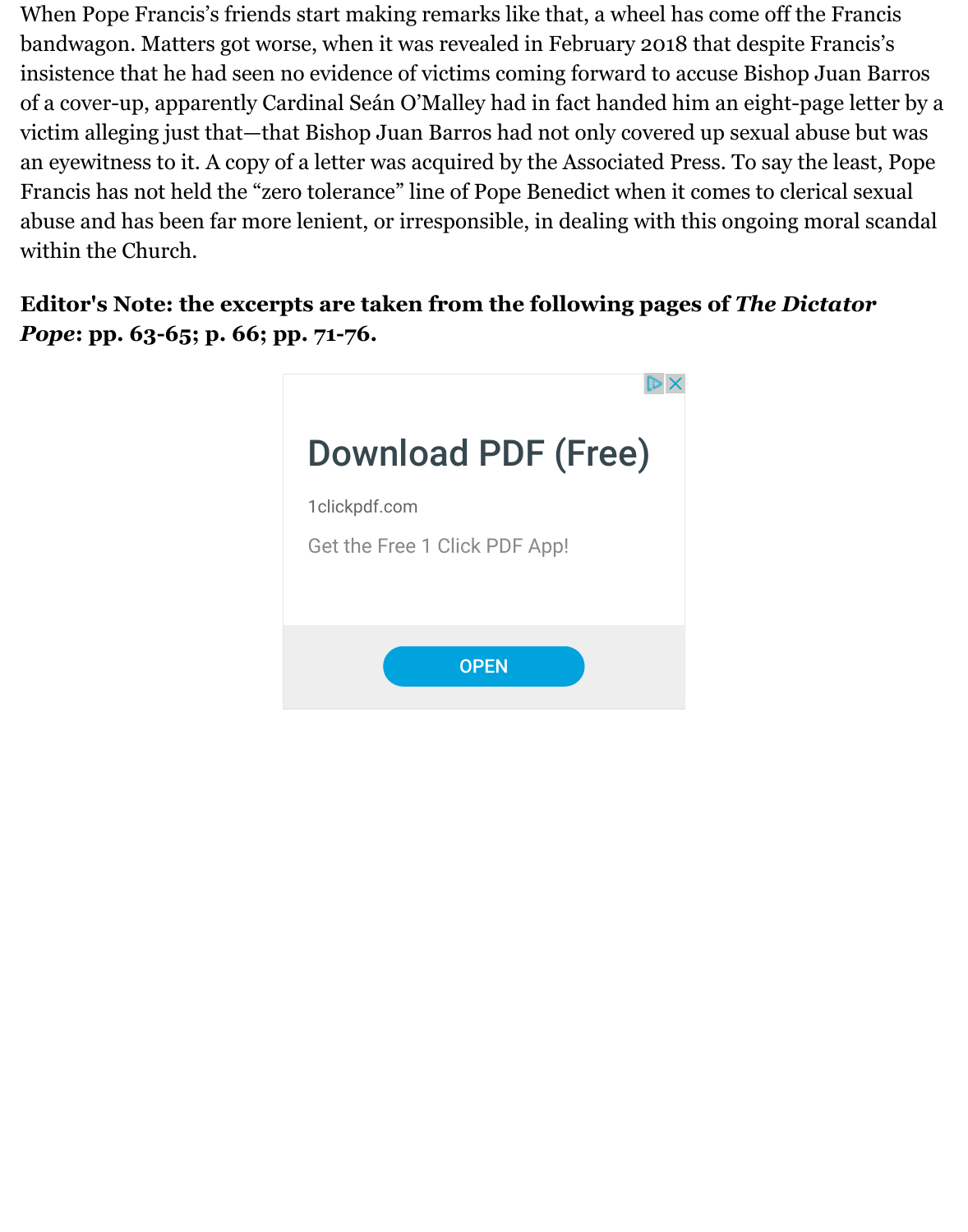When Pope Francis's friends start making remarks like that, a wheel has come off the Francis bandwagon. Matters got worse, when it was revealed in February 2018 that despite Francis's insistence that he had seen no evidence of victims coming forward to accuse Bishop Juan Barros of a cover-up, apparently Cardinal Seán O'Malley had in fact handed him an eight-page letter by a victim alleging just that—that Bishop Juan Barros had not only covered up sexual abuse but was an eyewitness to it. A copy of a letter was acquired by the Associated Press. To say the least, Pope Francis has not held the "zero tolerance" line of Pope Benedict when it comes to clerical sexual abuse and has been far more lenient, or irresponsible, in dealing with this ongoing moral scandal within the Church.

**Editor's Note: the excerpts are taken from the following pages of *The Dictator Pope*: pp. 63-65; p. 66; pp. 71-76.**